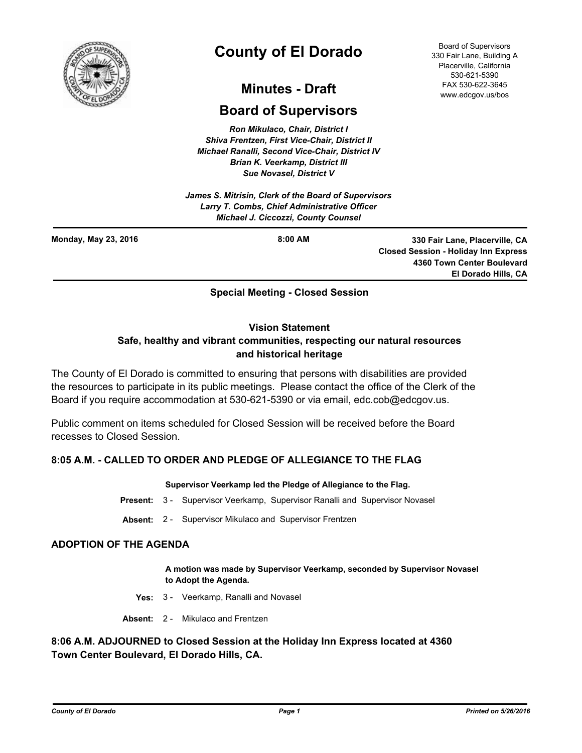# County of El Dorado

## Minutes - Draft

## Board of Supervisors

Board of Supervisors
330 Fair Lane, Building A
Placerville, California
530-621-5390
FAX 530-622-3645
www.edcgov.us/bos

*Ron Mikulaco, Chair, District I*
*Shiva Frentzen, First Vice-Chair, District II*
*Michael Ranalli, Second Vice-Chair, District IV*
*Brian K. Veerkamp, District III*
*Sue Novasel, District V*

*James S. Mitrisin, Clerk of the Board of Supervisors*
*Larry T. Combs, Chief Administrative Officer*
*Michael J. Ciccozzi, County Counsel*

---

**Monday, May 23, 2016** | **8:00 AM** | **330 Fair Lane, Placerville, CA**
**Closed Session - Holiday Inn Express**
**4360 Town Center Boulevard**
**El Dorado Hills, CA**

---

**Special Meeting - Closed Session**

**Vision Statement**
**Safe, healthy and vibrant communities, respecting our natural resources and historical heritage**

The County of El Dorado is committed to ensuring that persons with disabilities are provided the resources to participate in its public meetings. Please contact the office of the Clerk of the Board if you require accommodation at 530-621-5390 or via email, edc.cob@edcgov.us.

Public comment on items scheduled for Closed Session will be received before the Board recesses to Closed Session.

### 8:05 A.M. - CALLED TO ORDER AND PLEDGE OF ALLEGIANCE TO THE FLAG

**Supervisor Veerkamp led the Pledge of Allegiance to the Flag.**

**Present:** 3 - Supervisor Veerkamp, Supervisor Ranalli and Supervisor Novasel

**Absent:** 2 - Supervisor Mikulaco and Supervisor Frentzen

### ADOPTION OF THE AGENDA

**A motion was made by Supervisor Veerkamp, seconded by Supervisor Novasel to Adopt the Agenda.**

**Yes:** 3 - Veerkamp, Ranalli and Novasel

**Absent:** 2 - Mikulaco and Frentzen

### 8:06 A.M. ADJOURNED to Closed Session at the Holiday Inn Express located at 4360 Town Center Boulevard, El Dorado Hills, CA.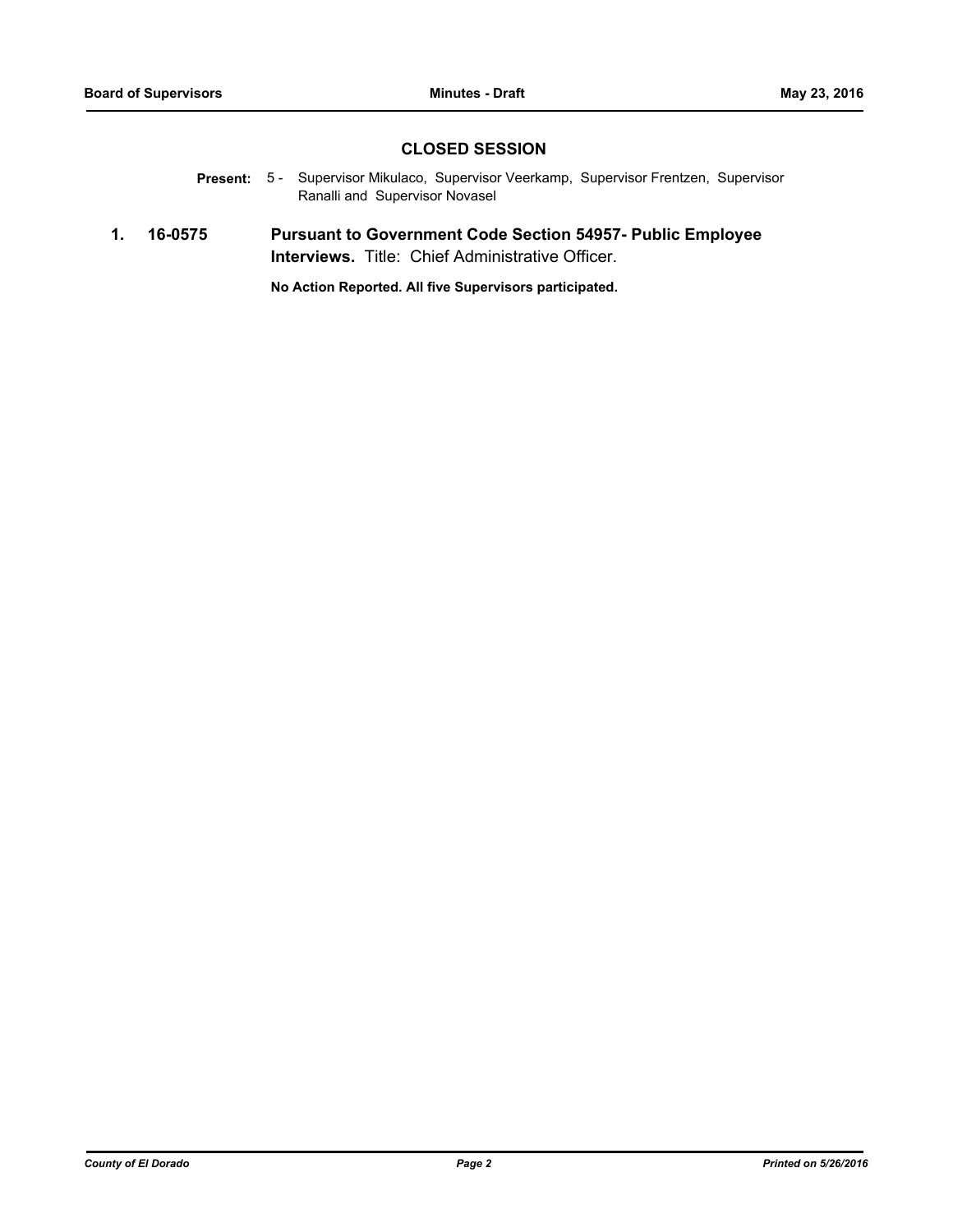## CLOSED SESSION

**Present:** 5 - Supervisor Mikulaco, Supervisor Veerkamp, Supervisor Frentzen, Supervisor Ranalli and Supervisor Novasel

**1. 16-0575 Pursuant to Government Code Section 54957- Public Employee Interviews.** Title: Chief Administrative Officer.

**No Action Reported. All five Supervisors participated.**